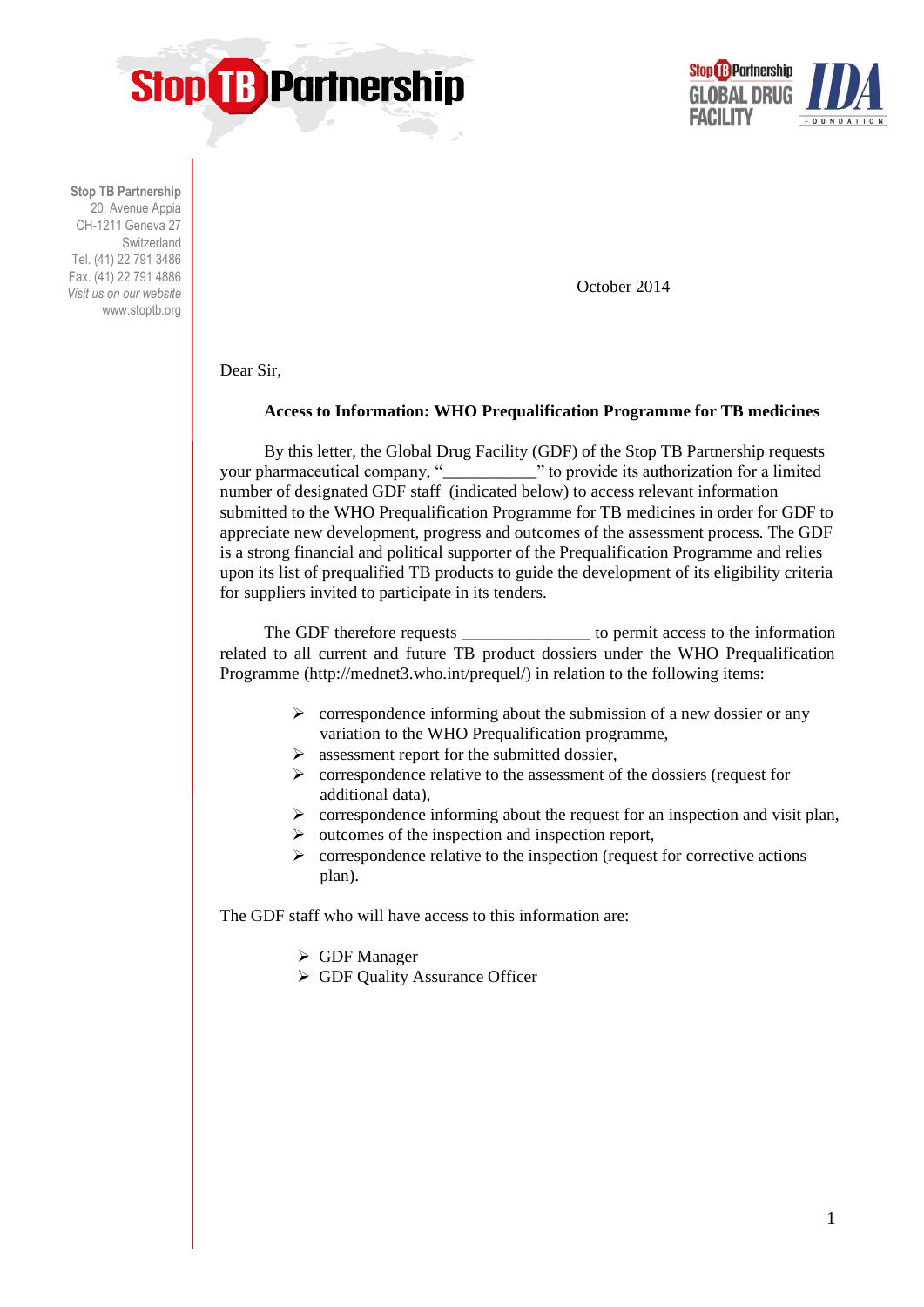Stop TB Partnership
20, Avenue Appia
CH-1211 Geneva 27
Switzerland
Tel. (41) 22 791 3486
Fax. (41) 22 791 4886
*Visit us on our website*
www.stoptb.org

October 2014

Dear Sir,

**Access to Information: WHO Prequalification Programme for TB medicines**

By this letter, the Global Drug Facility (GDF) of the Stop TB Partnership requests your pharmaceutical company, "___________" to provide its authorization for a limited number of designated GDF staff (indicated below) to access relevant information submitted to the WHO Prequalification Programme for TB medicines in order for GDF to appreciate new development, progress and outcomes of the assessment process. The GDF is a strong financial and political supporter of the Prequalification Programme and relies upon its list of prequalified TB products to guide the development of its eligibility criteria for suppliers invited to participate in its tenders.

The GDF therefore requests _______________ to permit access to the information related to all current and future TB product dossiers under the WHO Prequalification Programme (http://mednet3.who.int/prequel/) in relation to the following items:

- correspondence informing about the submission of a new dossier or any variation to the WHO Prequalification programme,
- assessment report for the submitted dossier,
- correspondence relative to the assessment of the dossiers (request for additional data),
- correspondence informing about the request for an inspection and visit plan,
- outcomes of the inspection and inspection report,
- correspondence relative to the inspection (request for corrective actions plan).

The GDF staff who will have access to this information are:

- GDF Manager
- GDF Quality Assurance Officer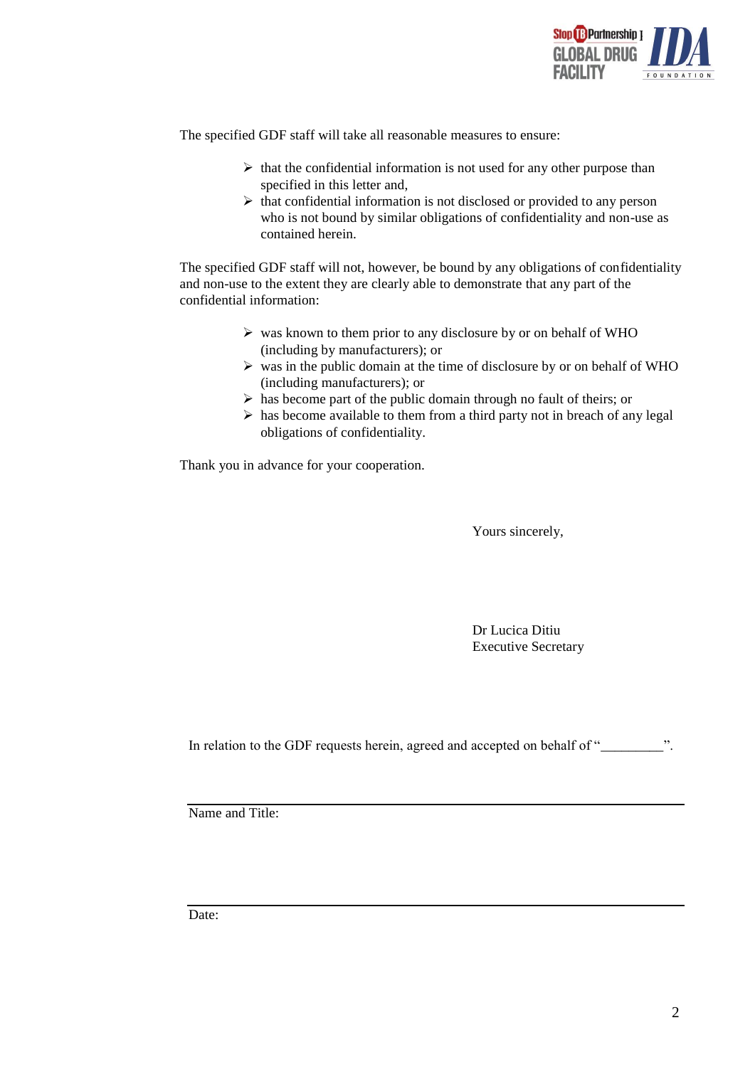The specified GDF staff will take all reasonable measures to ensure:

- that the confidential information is not used for any other purpose than specified in this letter and,
- that confidential information is not disclosed or provided to any person who is not bound by similar obligations of confidentiality and non-use as contained herein.

The specified GDF staff will not, however, be bound by any obligations of confidentiality and non-use to the extent they are clearly able to demonstrate that any part of the confidential information:

- was known to them prior to any disclosure by or on behalf of WHO (including by manufacturers); or
- was in the public domain at the time of disclosure by or on behalf of WHO (including manufacturers); or
- has become part of the public domain through no fault of theirs; or
- has become available to them from a third party not in breach of any legal obligations of confidentiality.

Thank you in advance for your cooperation.

Yours sincerely,

Dr Lucica Ditiu
Executive Secretary

In relation to the GDF requests herein, agreed and accepted on behalf of "_________".

Name and Title:

Date: